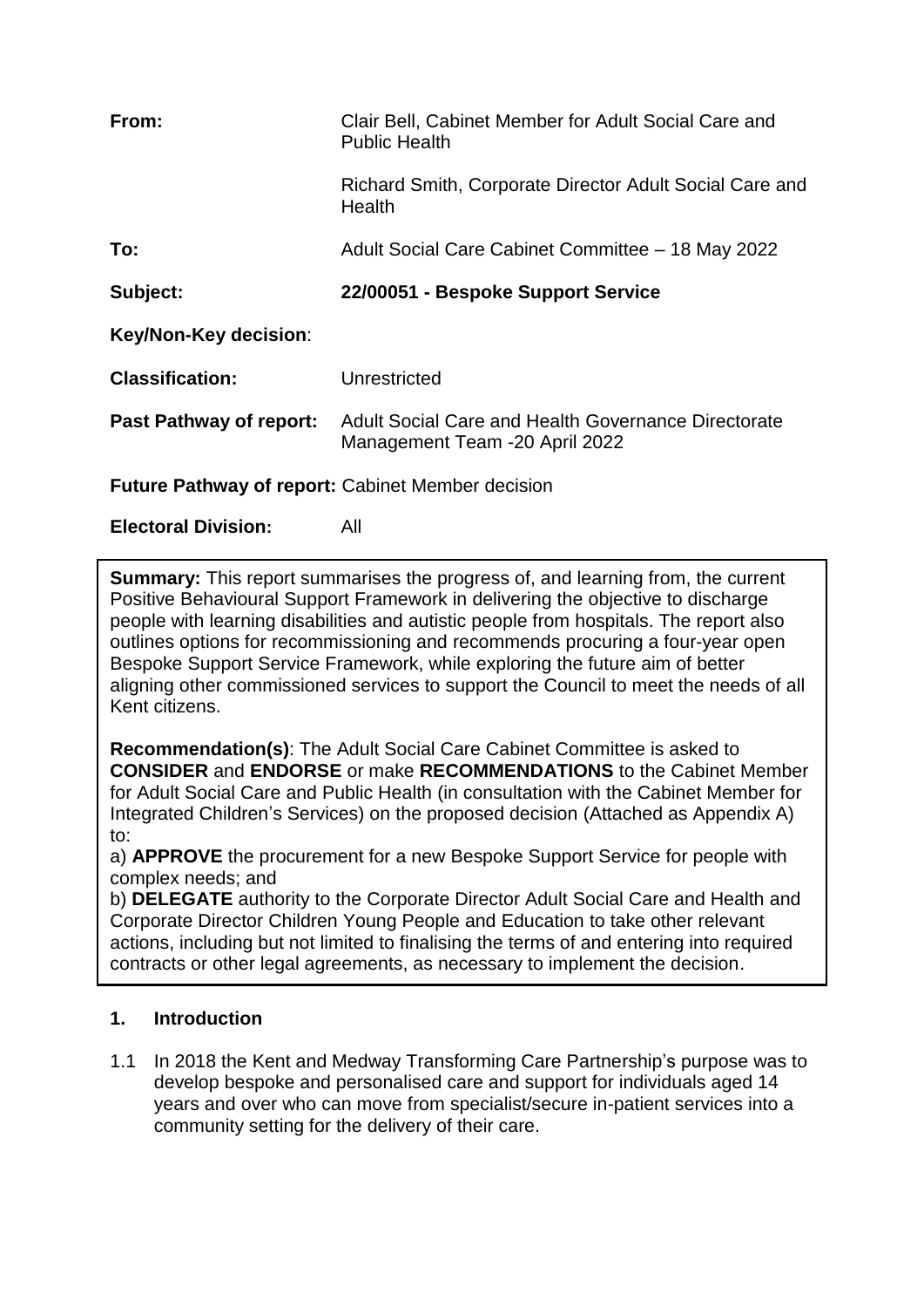| | |
|---|---|
| **From:** | Clair Bell, Cabinet Member for Adult Social Care and Public Health |
| | Richard Smith, Corporate Director Adult Social Care and Health |
| **To:** | Adult Social Care Cabinet Committee – 18 May 2022 |
| **Subject:** | **22/00051 - Bespoke Support Service** |
| **Key/Non-Key decision**: | |
| **Classification:** | Unrestricted |
| **Past Pathway of report:** | Adult Social Care and Health Governance Directorate Management Team -20 April 2022 |
| **Future Pathway of report:** | Cabinet Member decision |
| **Electoral Division:** | All |

**Summary:** This report summarises the progress of, and learning from, the current Positive Behavioural Support Framework in delivering the objective to discharge people with learning disabilities and autistic people from hospitals. The report also outlines options for recommissioning and recommends procuring a four-year open Bespoke Support Service Framework, while exploring the future aim of better aligning other commissioned services to support the Council to meet the needs of all Kent citizens.

**Recommendation(s)**: The Adult Social Care Cabinet Committee is asked to **CONSIDER** and **ENDORSE** or make **RECOMMENDATIONS** to the Cabinet Member for Adult Social Care and Public Health (in consultation with the Cabinet Member for Integrated Children's Services) on the proposed decision (Attached as Appendix A) to:

a) **APPROVE** the procurement for a new Bespoke Support Service for people with complex needs; and

b) **DELEGATE** authority to the Corporate Director Adult Social Care and Health and Corporate Director Children Young People and Education to take other relevant actions, including but not limited to finalising the terms of and entering into required contracts or other legal agreements, as necessary to implement the decision.

## 1. Introduction

1.1 In 2018 the Kent and Medway Transforming Care Partnership's purpose was to develop bespoke and personalised care and support for individuals aged 14 years and over who can move from specialist/secure in-patient services into a community setting for the delivery of their care.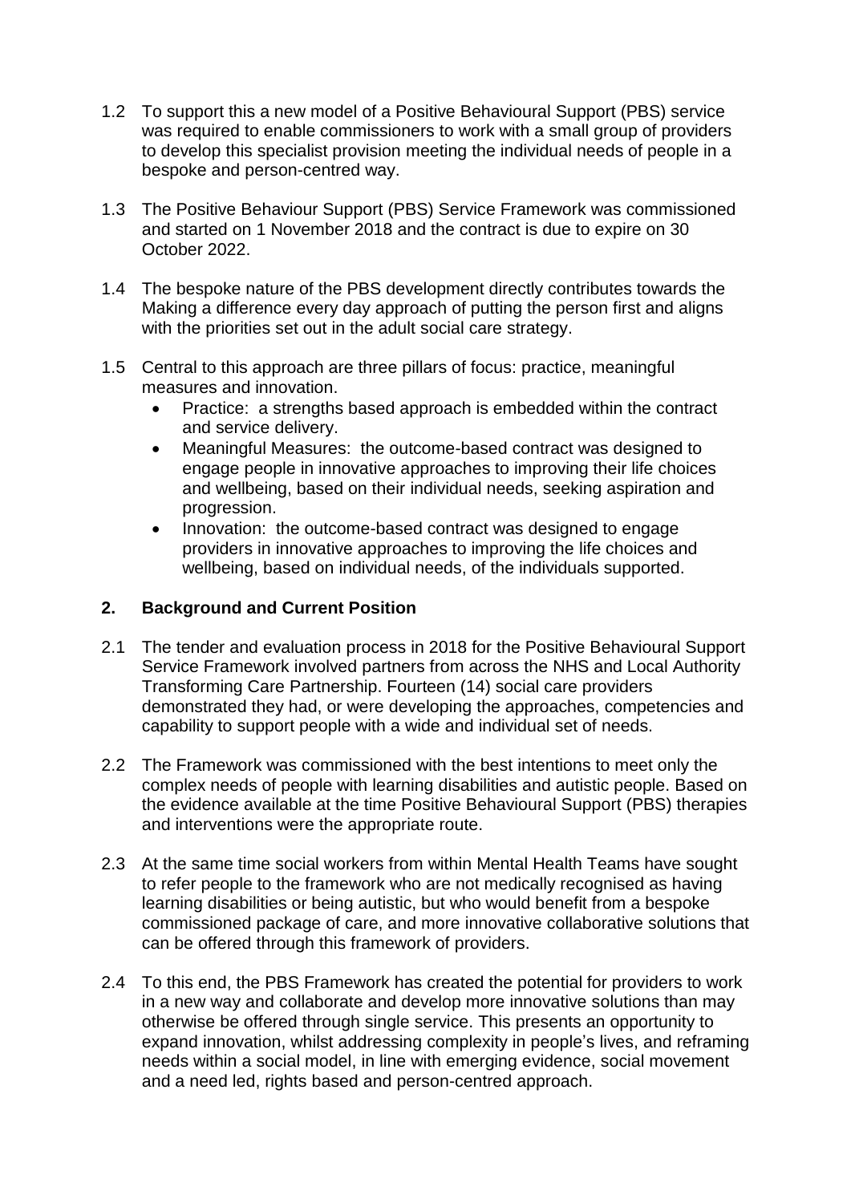1.2 To support this a new model of a Positive Behavioural Support (PBS) service was required to enable commissioners to work with a small group of providers to develop this specialist provision meeting the individual needs of people in a bespoke and person-centred way.

1.3 The Positive Behaviour Support (PBS) Service Framework was commissioned and started on 1 November 2018 and the contract is due to expire on 30 October 2022.

1.4 The bespoke nature of the PBS development directly contributes towards the Making a difference every day approach of putting the person first and aligns with the priorities set out in the adult social care strategy.

1.5 Central to this approach are three pillars of focus: practice, meaningful measures and innovation.

- Practice: a strengths based approach is embedded within the contract and service delivery.
- Meaningful Measures: the outcome-based contract was designed to engage people in innovative approaches to improving their life choices and wellbeing, based on their individual needs, seeking aspiration and progression.
- Innovation: the outcome-based contract was designed to engage providers in innovative approaches to improving the life choices and wellbeing, based on individual needs, of the individuals supported.

## 2. Background and Current Position

2.1 The tender and evaluation process in 2018 for the Positive Behavioural Support Service Framework involved partners from across the NHS and Local Authority Transforming Care Partnership. Fourteen (14) social care providers demonstrated they had, or were developing the approaches, competencies and capability to support people with a wide and individual set of needs.

2.2 The Framework was commissioned with the best intentions to meet only the complex needs of people with learning disabilities and autistic people. Based on the evidence available at the time Positive Behavioural Support (PBS) therapies and interventions were the appropriate route.

2.3 At the same time social workers from within Mental Health Teams have sought to refer people to the framework who are not medically recognised as having learning disabilities or being autistic, but who would benefit from a bespoke commissioned package of care, and more innovative collaborative solutions that can be offered through this framework of providers.

2.4 To this end, the PBS Framework has created the potential for providers to work in a new way and collaborate and develop more innovative solutions than may otherwise be offered through single service. This presents an opportunity to expand innovation, whilst addressing complexity in people's lives, and reframing needs within a social model, in line with emerging evidence, social movement and a need led, rights based and person-centred approach.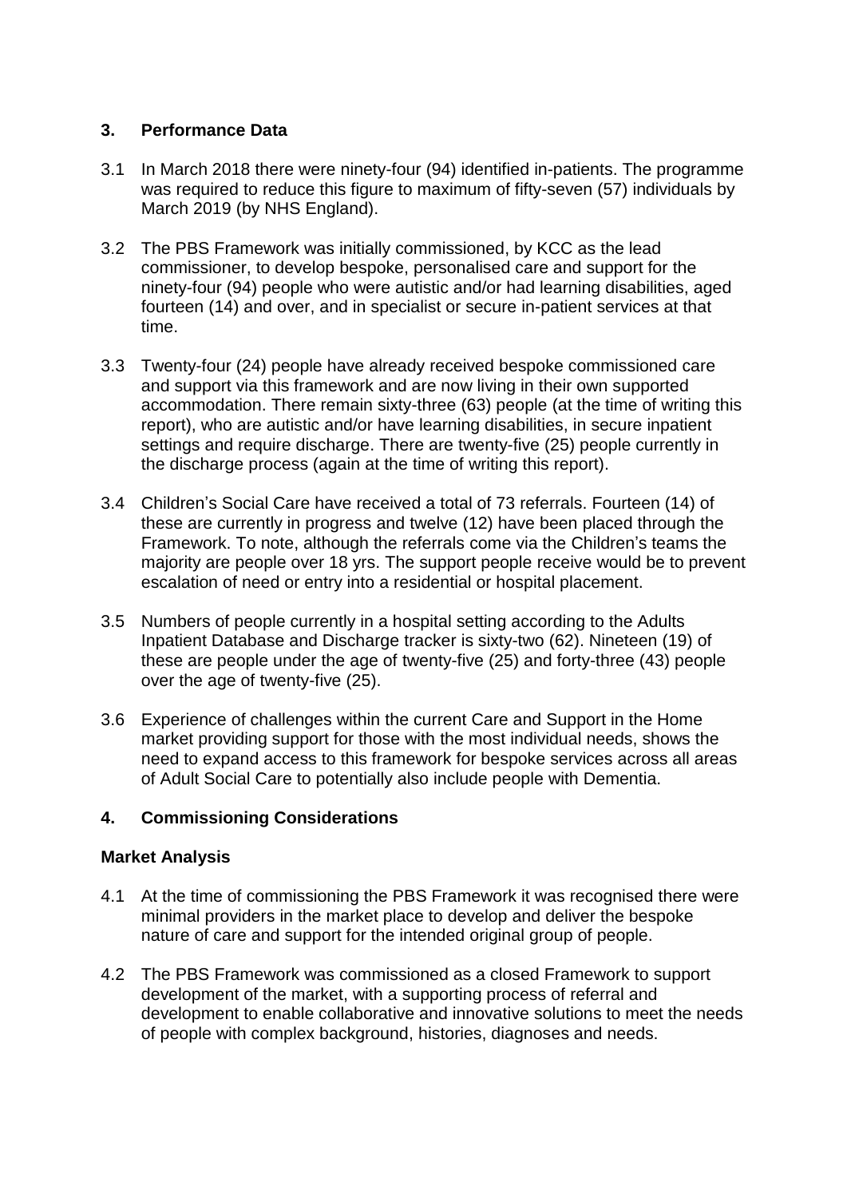## 3. Performance Data

3.1 In March 2018 there were ninety-four (94) identified in-patients. The programme was required to reduce this figure to maximum of fifty-seven (57) individuals by March 2019 (by NHS England).

3.2 The PBS Framework was initially commissioned, by KCC as the lead commissioner, to develop bespoke, personalised care and support for the ninety-four (94) people who were autistic and/or had learning disabilities, aged fourteen (14) and over, and in specialist or secure in-patient services at that time.

3.3 Twenty-four (24) people have already received bespoke commissioned care and support via this framework and are now living in their own supported accommodation. There remain sixty-three (63) people (at the time of writing this report), who are autistic and/or have learning disabilities, in secure inpatient settings and require discharge. There are twenty-five (25) people currently in the discharge process (again at the time of writing this report).

3.4 Children's Social Care have received a total of 73 referrals. Fourteen (14) of these are currently in progress and twelve (12) have been placed through the Framework. To note, although the referrals come via the Children's teams the majority are people over 18 yrs. The support people receive would be to prevent escalation of need or entry into a residential or hospital placement.

3.5 Numbers of people currently in a hospital setting according to the Adults Inpatient Database and Discharge tracker is sixty-two (62). Nineteen (19) of these are people under the age of twenty-five (25) and forty-three (43) people over the age of twenty-five (25).

3.6 Experience of challenges within the current Care and Support in the Home market providing support for those with the most individual needs, shows the need to expand access to this framework for bespoke services across all areas of Adult Social Care to potentially also include people with Dementia.

## 4. Commissioning Considerations

### Market Analysis

4.1 At the time of commissioning the PBS Framework it was recognised there were minimal providers in the market place to develop and deliver the bespoke nature of care and support for the intended original group of people.

4.2 The PBS Framework was commissioned as a closed Framework to support development of the market, with a supporting process of referral and development to enable collaborative and innovative solutions to meet the needs of people with complex background, histories, diagnoses and needs.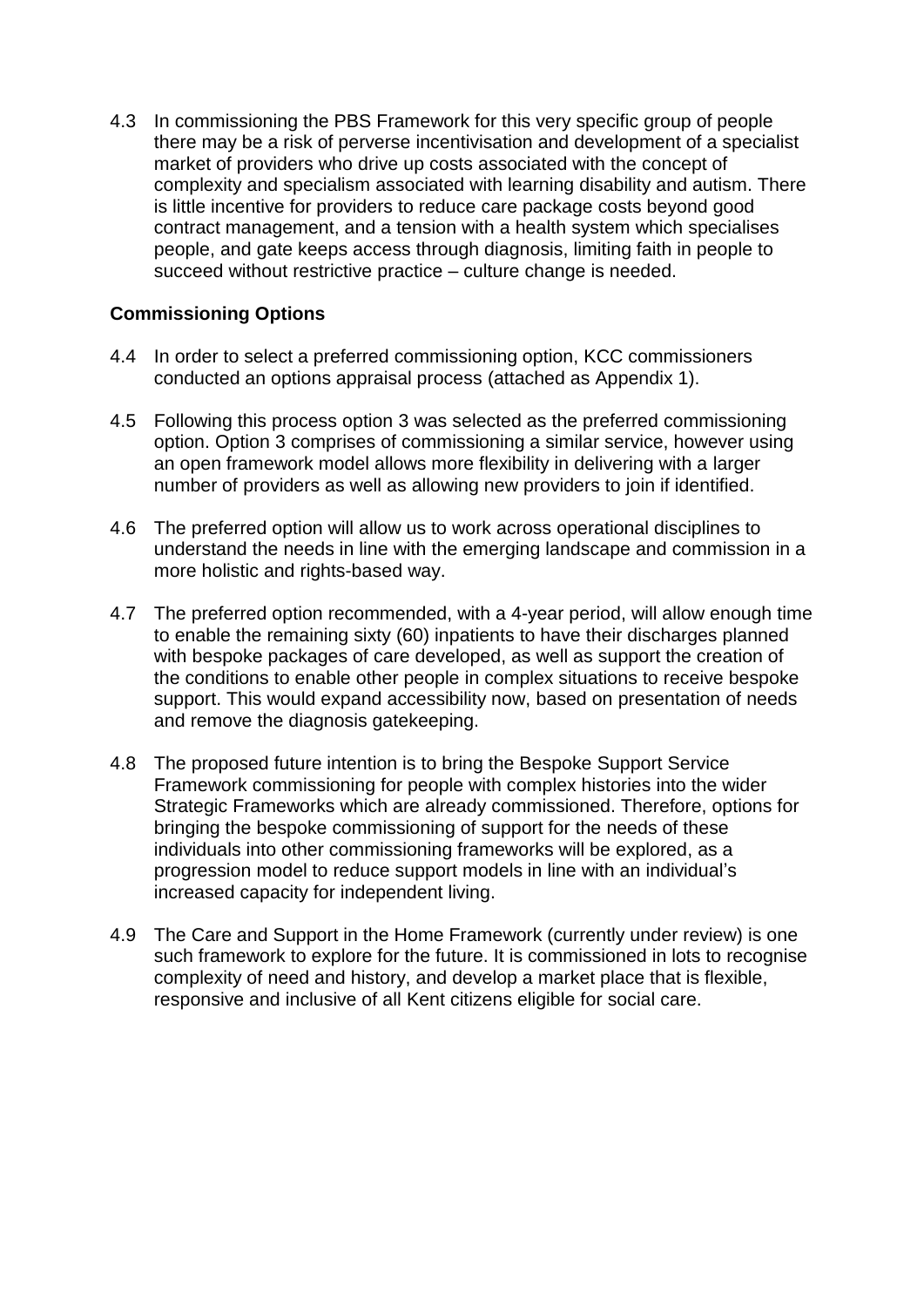4.3 In commissioning the PBS Framework for this very specific group of people there may be a risk of perverse incentivisation and development of a specialist market of providers who drive up costs associated with the concept of complexity and specialism associated with learning disability and autism. There is little incentive for providers to reduce care package costs beyond good contract management, and a tension with a health system which specialises people, and gate keeps access through diagnosis, limiting faith in people to succeed without restrictive practice – culture change is needed.

**Commissioning Options**

4.4 In order to select a preferred commissioning option, KCC commissioners conducted an options appraisal process (attached as Appendix 1).

4.5 Following this process option 3 was selected as the preferred commissioning option. Option 3 comprises of commissioning a similar service, however using an open framework model allows more flexibility in delivering with a larger number of providers as well as allowing new providers to join if identified.

4.6 The preferred option will allow us to work across operational disciplines to understand the needs in line with the emerging landscape and commission in a more holistic and rights-based way.

4.7 The preferred option recommended, with a 4-year period, will allow enough time to enable the remaining sixty (60) inpatients to have their discharges planned with bespoke packages of care developed, as well as support the creation of the conditions to enable other people in complex situations to receive bespoke support. This would expand accessibility now, based on presentation of needs and remove the diagnosis gatekeeping.

4.8 The proposed future intention is to bring the Bespoke Support Service Framework commissioning for people with complex histories into the wider Strategic Frameworks which are already commissioned. Therefore, options for bringing the bespoke commissioning of support for the needs of these individuals into other commissioning frameworks will be explored, as a progression model to reduce support models in line with an individual's increased capacity for independent living.

4.9 The Care and Support in the Home Framework (currently under review) is one such framework to explore for the future. It is commissioned in lots to recognise complexity of need and history, and develop a market place that is flexible, responsive and inclusive of all Kent citizens eligible for social care.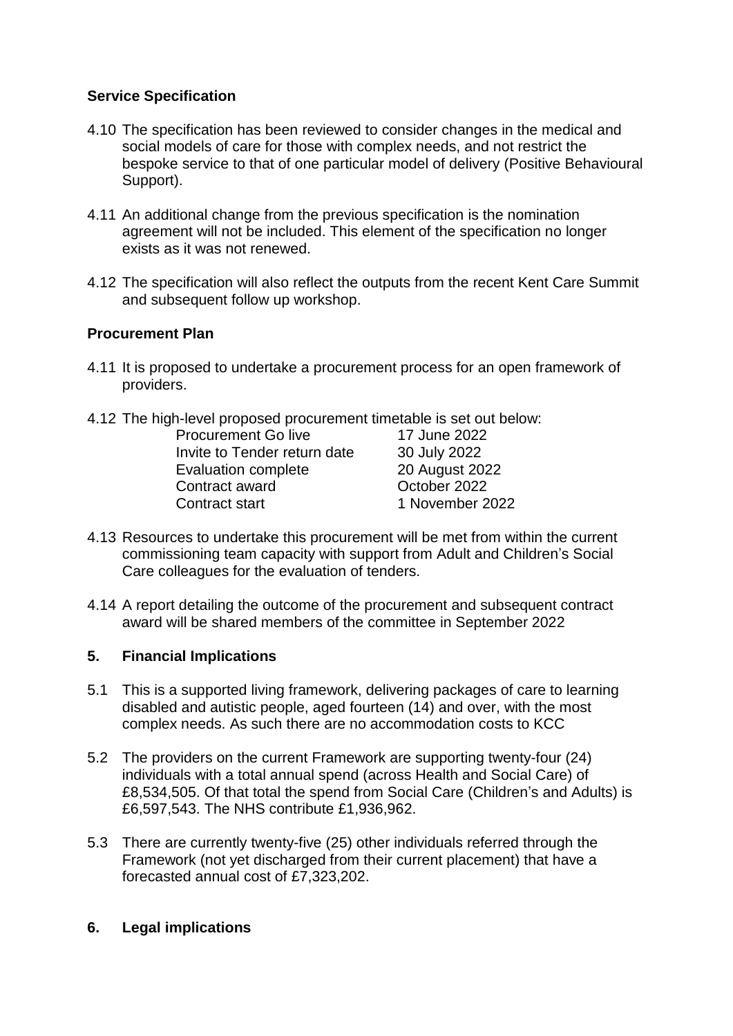### Service Specification

4.10 The specification has been reviewed to consider changes in the medical and social models of care for those with complex needs, and not restrict the bespoke service to that of one particular model of delivery (Positive Behavioural Support).

4.11 An additional change from the previous specification is the nomination agreement will not be included. This element of the specification no longer exists as it was not renewed.

4.12 The specification will also reflect the outputs from the recent Kent Care Summit and subsequent follow up workshop.

### Procurement Plan

4.11 It is proposed to undertake a procurement process for an open framework of providers.

4.12 The high-level proposed procurement timetable is set out below:

| | |
|---|---|
| Procurement Go live | 17 June 2022 |
| Invite to Tender return date | 30 July 2022 |
| Evaluation complete | 20 August 2022 |
| Contract award | October 2022 |
| Contract start | 1 November 2022 |

4.13 Resources to undertake this procurement will be met from within the current commissioning team capacity with support from Adult and Children's Social Care colleagues for the evaluation of tenders.

4.14 A report detailing the outcome of the procurement and subsequent contract award will be shared members of the committee in September 2022

## 5. Financial Implications

5.1 This is a supported living framework, delivering packages of care to learning disabled and autistic people, aged fourteen (14) and over, with the most complex needs. As such there are no accommodation costs to KCC

5.2 The providers on the current Framework are supporting twenty-four (24) individuals with a total annual spend (across Health and Social Care) of £8,534,505. Of that total the spend from Social Care (Children's and Adults) is £6,597,543. The NHS contribute £1,936,962.

5.3 There are currently twenty-five (25) other individuals referred through the Framework (not yet discharged from their current placement) that have a forecasted annual cost of £7,323,202.

## 6. Legal implications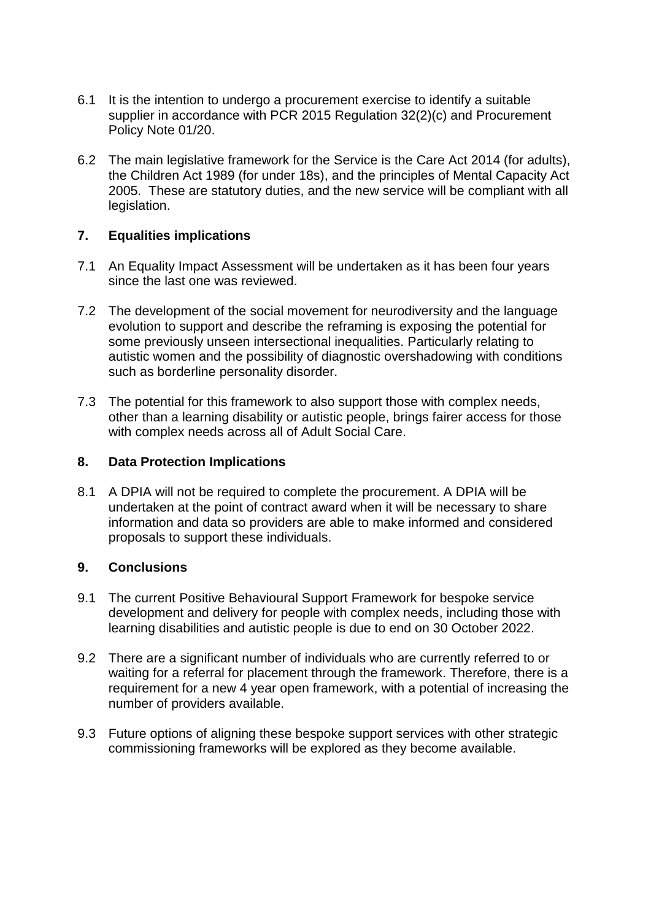6.1 It is the intention to undergo a procurement exercise to identify a suitable supplier in accordance with PCR 2015 Regulation 32(2)(c) and Procurement Policy Note 01/20.

6.2 The main legislative framework for the Service is the Care Act 2014 (for adults), the Children Act 1989 (for under 18s), and the principles of Mental Capacity Act 2005. These are statutory duties, and the new service will be compliant with all legislation.

## 7. Equalities implications

7.1 An Equality Impact Assessment will be undertaken as it has been four years since the last one was reviewed.

7.2 The development of the social movement for neurodiversity and the language evolution to support and describe the reframing is exposing the potential for some previously unseen intersectional inequalities. Particularly relating to autistic women and the possibility of diagnostic overshadowing with conditions such as borderline personality disorder.

7.3 The potential for this framework to also support those with complex needs, other than a learning disability or autistic people, brings fairer access for those with complex needs across all of Adult Social Care.

## 8. Data Protection Implications

8.1 A DPIA will not be required to complete the procurement. A DPIA will be undertaken at the point of contract award when it will be necessary to share information and data so providers are able to make informed and considered proposals to support these individuals.

## 9. Conclusions

9.1 The current Positive Behavioural Support Framework for bespoke service development and delivery for people with complex needs, including those with learning disabilities and autistic people is due to end on 30 October 2022.

9.2 There are a significant number of individuals who are currently referred to or waiting for a referral for placement through the framework. Therefore, there is a requirement for a new 4 year open framework, with a potential of increasing the number of providers available.

9.3 Future options of aligning these bespoke support services with other strategic commissioning frameworks will be explored as they become available.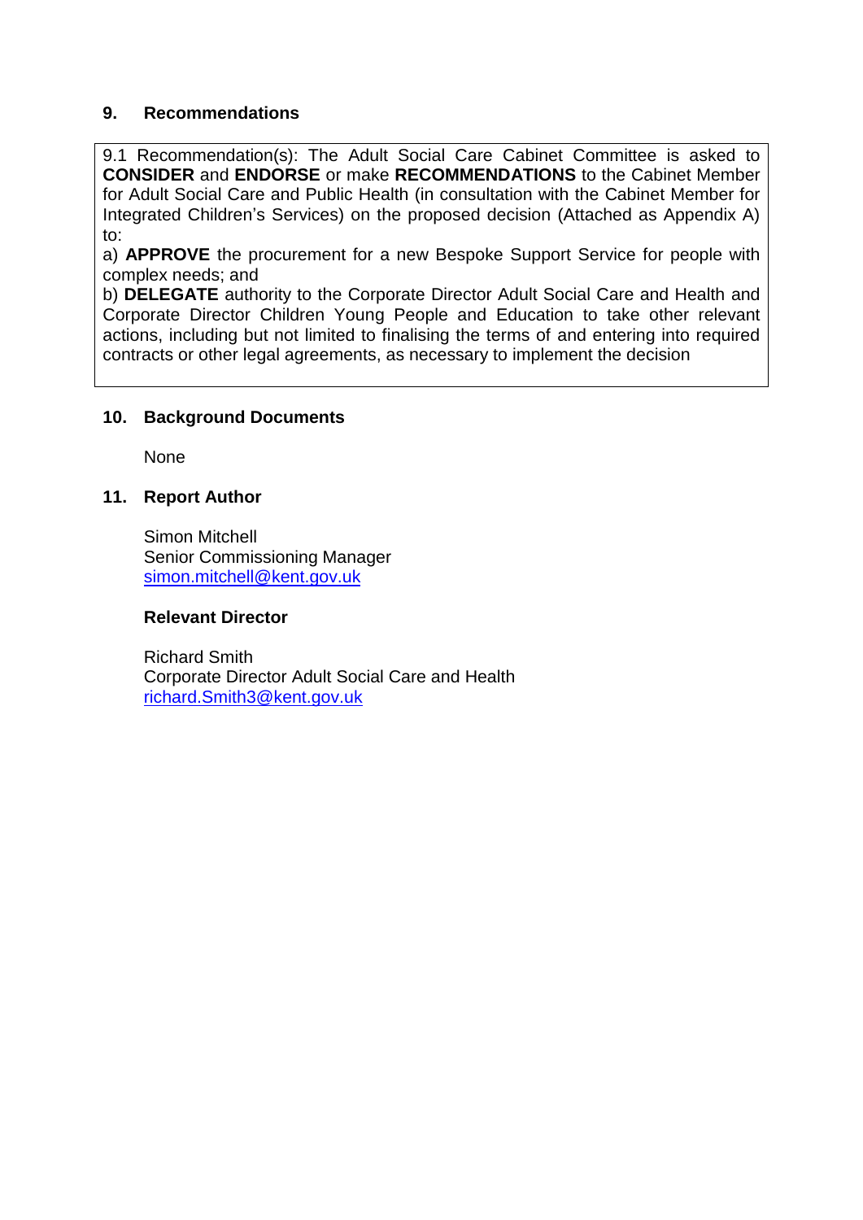## 9. Recommendations

9.1 Recommendation(s): The Adult Social Care Cabinet Committee is asked to **CONSIDER** and **ENDORSE** or make **RECOMMENDATIONS** to the Cabinet Member for Adult Social Care and Public Health (in consultation with the Cabinet Member for Integrated Children's Services) on the proposed decision (Attached as Appendix A) to:

a) **APPROVE** the procurement for a new Bespoke Support Service for people with complex needs; and

b) **DELEGATE** authority to the Corporate Director Adult Social Care and Health and Corporate Director Children Young People and Education to take other relevant actions, including but not limited to finalising the terms of and entering into required contracts or other legal agreements, as necessary to implement the decision

## 10. Background Documents

None

## 11. Report Author

Simon Mitchell
Senior Commissioning Manager
simon.mitchell@kent.gov.uk

**Relevant Director**

Richard Smith
Corporate Director Adult Social Care and Health
richard.Smith3@kent.gov.uk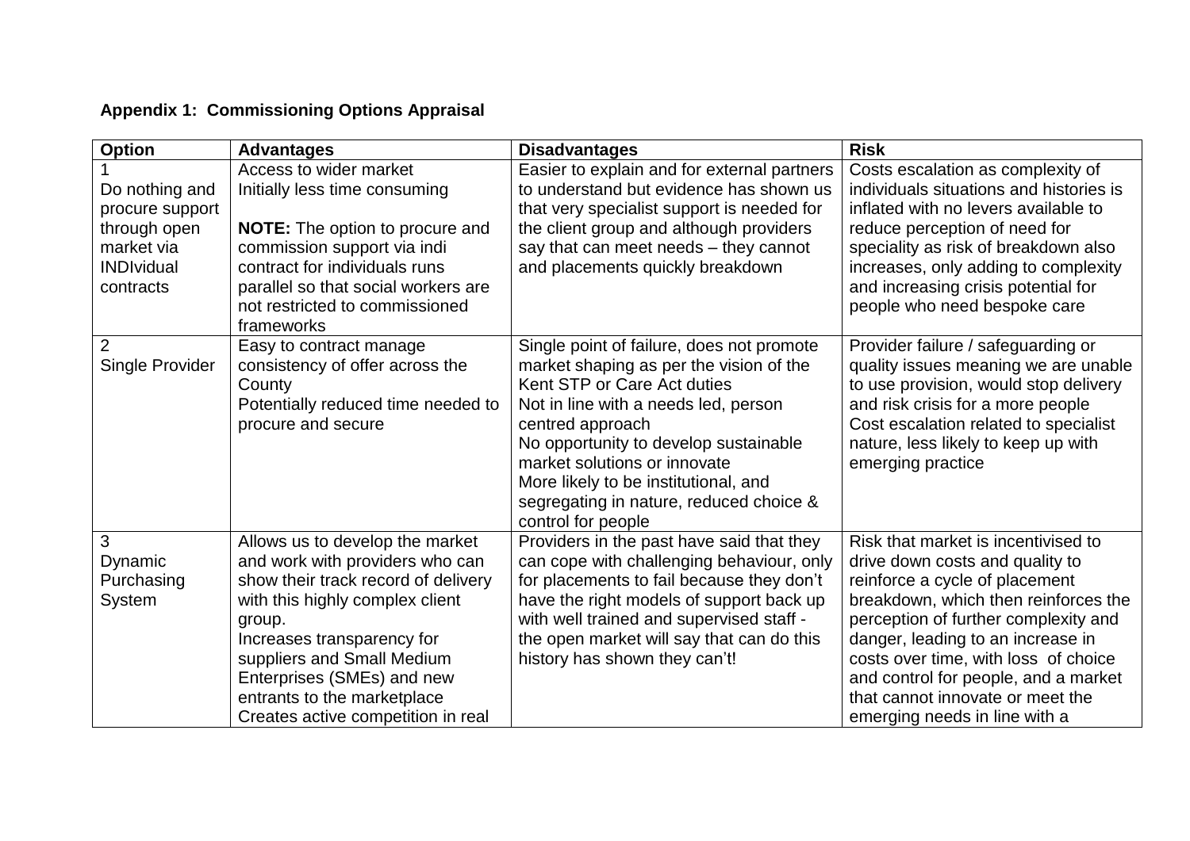**Appendix 1: Commissioning Options Appraisal**

| Option | Advantages | Disadvantages | Risk |
|---|---|---|---|
| 1<br>Do nothing and procure support through open market via INDIvidual contracts | Access to wider market<br>Initially less time consuming<br><br>**NOTE:** The option to procure and commission support via indi contract for individuals runs parallel so that social workers are not restricted to commissioned frameworks | Easier to explain and for external partners to understand but evidence has shown us that very specialist support is needed for the client group and although providers say that can meet needs – they cannot and placements quickly breakdown | Costs escalation as complexity of individuals situations and histories is inflated with no levers available to reduce perception of need for speciality as risk of breakdown also increases, only adding to complexity and increasing crisis potential for people who need bespoke care |
| 2<br>Single Provider | Easy to contract manage consistency of offer across the County<br>Potentially reduced time needed to procure and secure | Single point of failure, does not promote market shaping as per the vision of the Kent STP or Care Act duties<br>Not in line with a needs led, person centred approach<br>No opportunity to develop sustainable market solutions or innovate<br>More likely to be institutional, and segregating in nature, reduced choice & control for people | Provider failure / safeguarding or quality issues meaning we are unable to use provision, would stop delivery and risk crisis for a more people<br>Cost escalation related to specialist nature, less likely to keep up with emerging practice |
| 3<br>Dynamic Purchasing System | Allows us to develop the market and work with providers who can show their track record of delivery with this highly complex client group.<br>Increases transparency for suppliers and Small Medium Enterprises (SMEs) and new entrants to the marketplace<br>Creates active competition in real | Providers in the past have said that they can cope with challenging behaviour, only for placements to fail because they don't have the right models of support back up with well trained and supervised staff - the open market will say that can do this history has shown they can't! | Risk that market is incentivised to drive down costs and quality to reinforce a cycle of placement breakdown, which then reinforces the perception of further complexity and danger, leading to an increase in costs over time, with loss of choice and control for people, and a market that cannot innovate or meet the emerging needs in line with a |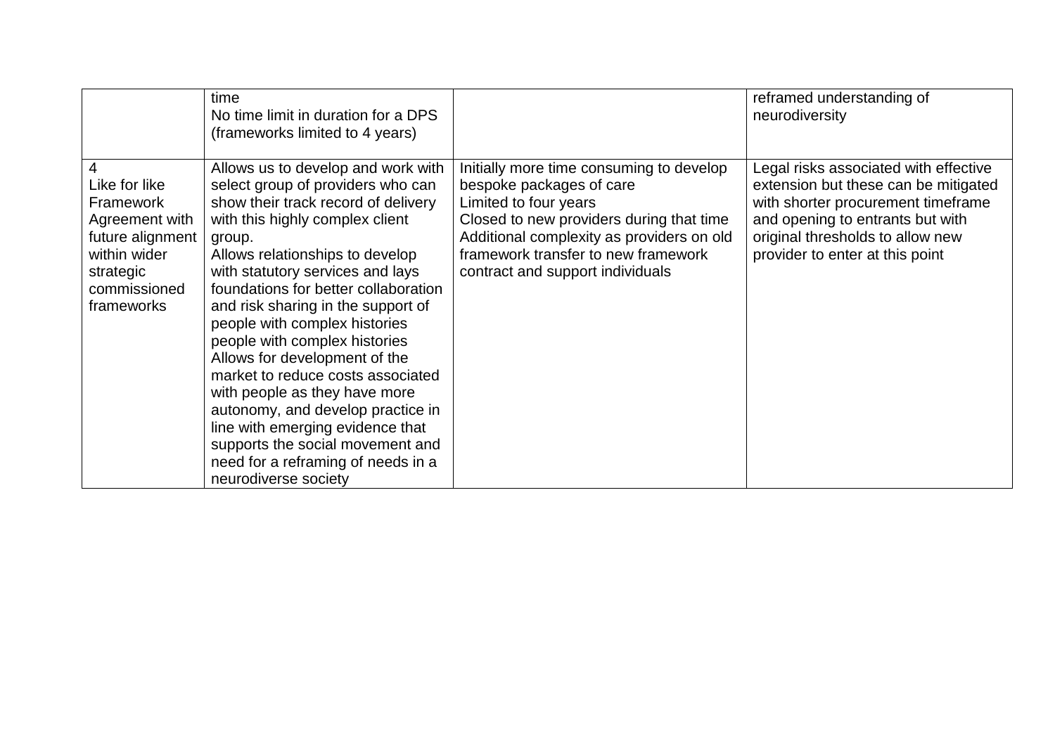| | | | |
|---|---|---|---|
| | time<br>No time limit in duration for a DPS (frameworks limited to 4 years) | | reframed understanding of neurodiversity |
| 4<br>Like for like Framework Agreement with future alignment within wider strategic commissioned frameworks | Allows us to develop and work with select group of providers who can show their track record of delivery with this highly complex client group.<br>Allows relationships to develop with statutory services and lays foundations for better collaboration and risk sharing in the support of people with complex histories people with complex histories<br>Allows for development of the market to reduce costs associated with people as they have more autonomy, and develop practice in line with emerging evidence that supports the social movement and need for a reframing of needs in a neurodiverse society | Initially more time consuming to develop bespoke packages of care<br>Limited to four years<br>Closed to new providers during that time<br>Additional complexity as providers on old framework transfer to new framework contract and support individuals | Legal risks associated with effective extension but these can be mitigated with shorter procurement timeframe and opening to entrants but with original thresholds to allow new provider to enter at this point |